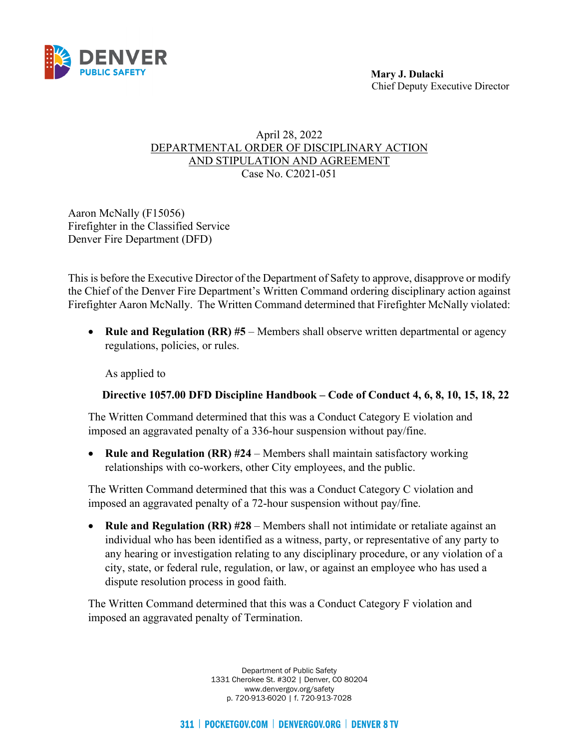DENVER PUBLIC SAFETY

**Mary J. Dulacki**
Chief Deputy Executive Director

April 28, 2022
DEPARTMENTAL ORDER OF DISCIPLINARY ACTION
AND STIPULATION AND AGREEMENT
Case No. C2021-051

Aaron McNally (F15056)
Firefighter in the Classified Service
Denver Fire Department (DFD)

This is before the Executive Director of the Department of Safety to approve, disapprove or modify the Chief of the Denver Fire Department's Written Command ordering disciplinary action against Firefighter Aaron McNally. The Written Command determined that Firefighter McNally violated:

- **Rule and Regulation (RR) #5** – Members shall observe written departmental or agency regulations, policies, or rules.

  As applied to

  **Directive 1057.00 DFD Discipline Handbook – Code of Conduct 4, 6, 8, 10, 15, 18, 22**

The Written Command determined that this was a Conduct Category E violation and imposed an aggravated penalty of a 336-hour suspension without pay/fine.

- **Rule and Regulation (RR) #24** – Members shall maintain satisfactory working relationships with co-workers, other City employees, and the public.

The Written Command determined that this was a Conduct Category C violation and imposed an aggravated penalty of a 72-hour suspension without pay/fine.

- **Rule and Regulation (RR) #28** – Members shall not intimidate or retaliate against an individual who has been identified as a witness, party, or representative of any party to any hearing or investigation relating to any disciplinary procedure, or any violation of a city, state, or federal rule, regulation, or law, or against an employee who has used a dispute resolution process in good faith.

The Written Command determined that this was a Conduct Category F violation and imposed an aggravated penalty of Termination.

Department of Public Safety
1331 Cherokee St. #302 | Denver, CO 80204
www.denvergov.org/safety
p. 720-913-6020 | f. 720-913-7028

311 | POCKETGOV.COM | DENVERGOV.ORG | DENVER 8 TV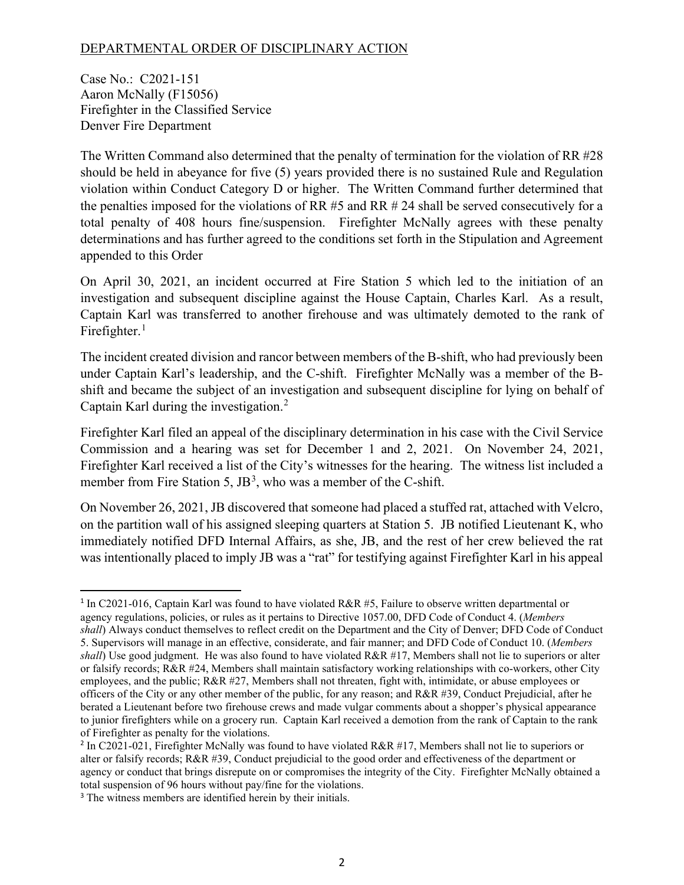DEPARTMENTAL ORDER OF DISCIPLINARY ACTION

Case No.: C2021-151
Aaron McNally (F15056)
Firefighter in the Classified Service
Denver Fire Department

The Written Command also determined that the penalty of termination for the violation of RR #28 should be held in abeyance for five (5) years provided there is no sustained Rule and Regulation violation within Conduct Category D or higher. The Written Command further determined that the penalties imposed for the violations of RR #5 and RR # 24 shall be served consecutively for a total penalty of 408 hours fine/suspension. Firefighter McNally agrees with these penalty determinations and has further agreed to the conditions set forth in the Stipulation and Agreement appended to this Order

On April 30, 2021, an incident occurred at Fire Station 5 which led to the initiation of an investigation and subsequent discipline against the House Captain, Charles Karl. As a result, Captain Karl was transferred to another firehouse and was ultimately demoted to the rank of Firefighter.[1]

The incident created division and rancor between members of the B-shift, who had previously been under Captain Karl's leadership, and the C-shift. Firefighter McNally was a member of the B-shift and became the subject of an investigation and subsequent discipline for lying on behalf of Captain Karl during the investigation.[2]

Firefighter Karl filed an appeal of the disciplinary determination in his case with the Civil Service Commission and a hearing was set for December 1 and 2, 2021. On November 24, 2021, Firefighter Karl received a list of the City's witnesses for the hearing. The witness list included a member from Fire Station 5, JB[3], who was a member of the C-shift.

On November 26, 2021, JB discovered that someone had placed a stuffed rat, attached with Velcro, on the partition wall of his assigned sleeping quarters at Station 5. JB notified Lieutenant K, who immediately notified DFD Internal Affairs, as she, JB, and the rest of her crew believed the rat was intentionally placed to imply JB was a "rat" for testifying against Firefighter Karl in his appeal

---

[1] In C2021-016, Captain Karl was found to have violated R&R #5, Failure to observe written departmental or agency regulations, policies, or rules as it pertains to Directive 1057.00, DFD Code of Conduct 4. (*Members shall*) Always conduct themselves to reflect credit on the Department and the City of Denver; DFD Code of Conduct 5. Supervisors will manage in an effective, considerate, and fair manner; and DFD Code of Conduct 10. (*Members shall*) Use good judgment. He was also found to have violated R&R #17, Members shall not lie to superiors or alter or falsify records; R&R #24, Members shall maintain satisfactory working relationships with co-workers, other City employees, and the public; R&R #27, Members shall not threaten, fight with, intimidate, or abuse employees or officers of the City or any other member of the public, for any reason; and R&R #39, Conduct Prejudicial, after he berated a Lieutenant before two firehouse crews and made vulgar comments about a shopper's physical appearance to junior firefighters while on a grocery run. Captain Karl received a demotion from the rank of Captain to the rank of Firefighter as penalty for the violations.

[2] In C2021-021, Firefighter McNally was found to have violated R&R #17, Members shall not lie to superiors or alter or falsify records; R&R #39, Conduct prejudicial to the good order and effectiveness of the department or agency or conduct that brings disrepute on or compromises the integrity of the City. Firefighter McNally obtained a total suspension of 96 hours without pay/fine for the violations.

[3] The witness members are identified herein by their initials.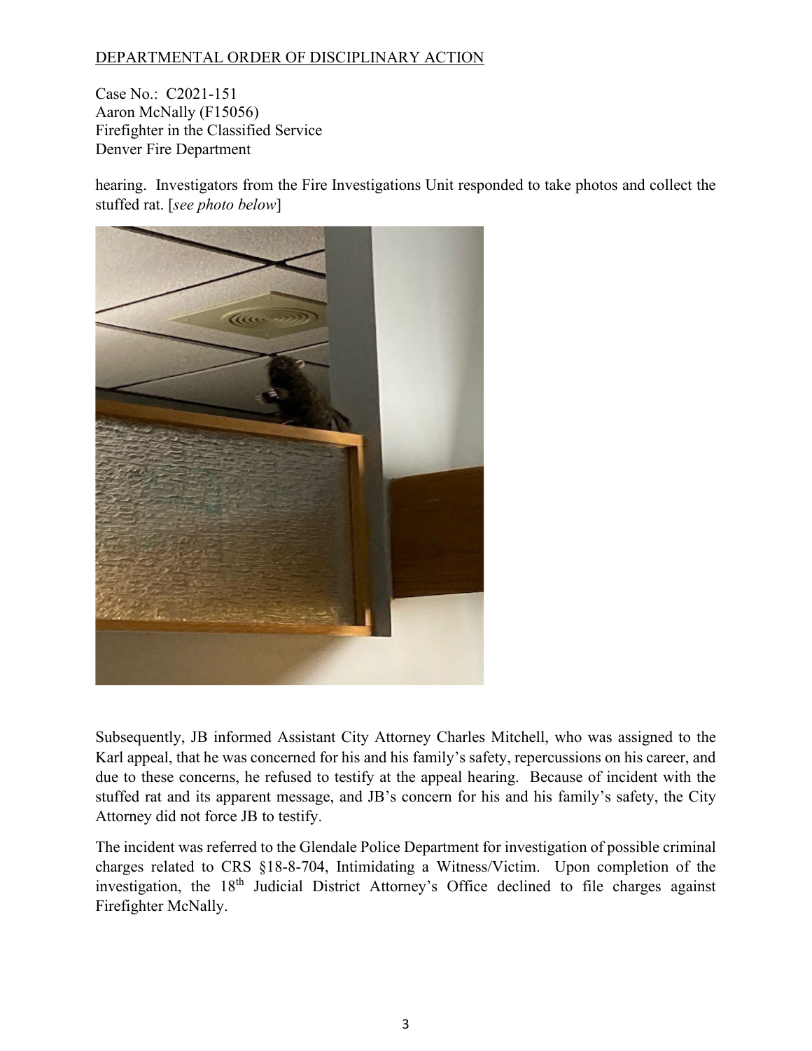DEPARTMENTAL ORDER OF DISCIPLINARY ACTION

Case No.: C2021-151
Aaron McNally (F15056)
Firefighter in the Classified Service
Denver Fire Department

hearing. Investigators from the Fire Investigations Unit responded to take photos and collect the stuffed rat. [*see photo below*]

Subsequently, JB informed Assistant City Attorney Charles Mitchell, who was assigned to the Karl appeal, that he was concerned for his and his family's safety, repercussions on his career, and due to these concerns, he refused to testify at the appeal hearing. Because of incident with the stuffed rat and its apparent message, and JB's concern for his and his family's safety, the City Attorney did not force JB to testify.

The incident was referred to the Glendale Police Department for investigation of possible criminal charges related to CRS §18-8-704, Intimidating a Witness/Victim. Upon completion of the investigation, the 18th Judicial District Attorney's Office declined to file charges against Firefighter McNally.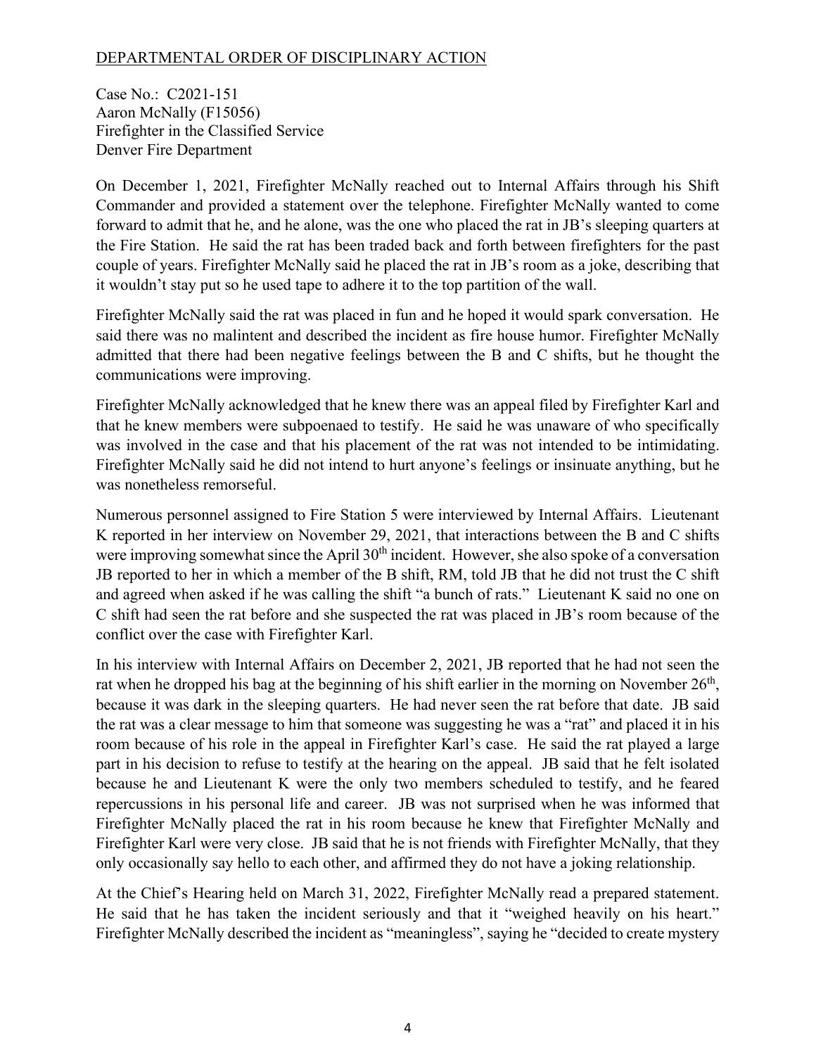DEPARTMENTAL ORDER OF DISCIPLINARY ACTION

Case No.: C2021-151
Aaron McNally (F15056)
Firefighter in the Classified Service
Denver Fire Department

On December 1, 2021, Firefighter McNally reached out to Internal Affairs through his Shift Commander and provided a statement over the telephone. Firefighter McNally wanted to come forward to admit that he, and he alone, was the one who placed the rat in JB's sleeping quarters at the Fire Station. He said the rat has been traded back and forth between firefighters for the past couple of years. Firefighter McNally said he placed the rat in JB's room as a joke, describing that it wouldn't stay put so he used tape to adhere it to the top partition of the wall.

Firefighter McNally said the rat was placed in fun and he hoped it would spark conversation. He said there was no malintent and described the incident as fire house humor. Firefighter McNally admitted that there had been negative feelings between the B and C shifts, but he thought the communications were improving.

Firefighter McNally acknowledged that he knew there was an appeal filed by Firefighter Karl and that he knew members were subpoenaed to testify. He said he was unaware of who specifically was involved in the case and that his placement of the rat was not intended to be intimidating. Firefighter McNally said he did not intend to hurt anyone's feelings or insinuate anything, but he was nonetheless remorseful.

Numerous personnel assigned to Fire Station 5 were interviewed by Internal Affairs. Lieutenant K reported in her interview on November 29, 2021, that interactions between the B and C shifts were improving somewhat since the April 30th incident. However, she also spoke of a conversation JB reported to her in which a member of the B shift, RM, told JB that he did not trust the C shift and agreed when asked if he was calling the shift "a bunch of rats." Lieutenant K said no one on C shift had seen the rat before and she suspected the rat was placed in JB's room because of the conflict over the case with Firefighter Karl.

In his interview with Internal Affairs on December 2, 2021, JB reported that he had not seen the rat when he dropped his bag at the beginning of his shift earlier in the morning on November 26th, because it was dark in the sleeping quarters. He had never seen the rat before that date. JB said the rat was a clear message to him that someone was suggesting he was a "rat" and placed it in his room because of his role in the appeal in Firefighter Karl's case. He said the rat played a large part in his decision to refuse to testify at the hearing on the appeal. JB said that he felt isolated because he and Lieutenant K were the only two members scheduled to testify, and he feared repercussions in his personal life and career. JB was not surprised when he was informed that Firefighter McNally placed the rat in his room because he knew that Firefighter McNally and Firefighter Karl were very close. JB said that he is not friends with Firefighter McNally, that they only occasionally say hello to each other, and affirmed they do not have a joking relationship.

At the Chief's Hearing held on March 31, 2022, Firefighter McNally read a prepared statement. He said that he has taken the incident seriously and that it "weighed heavily on his heart." Firefighter McNally described the incident as "meaningless", saying he "decided to create mystery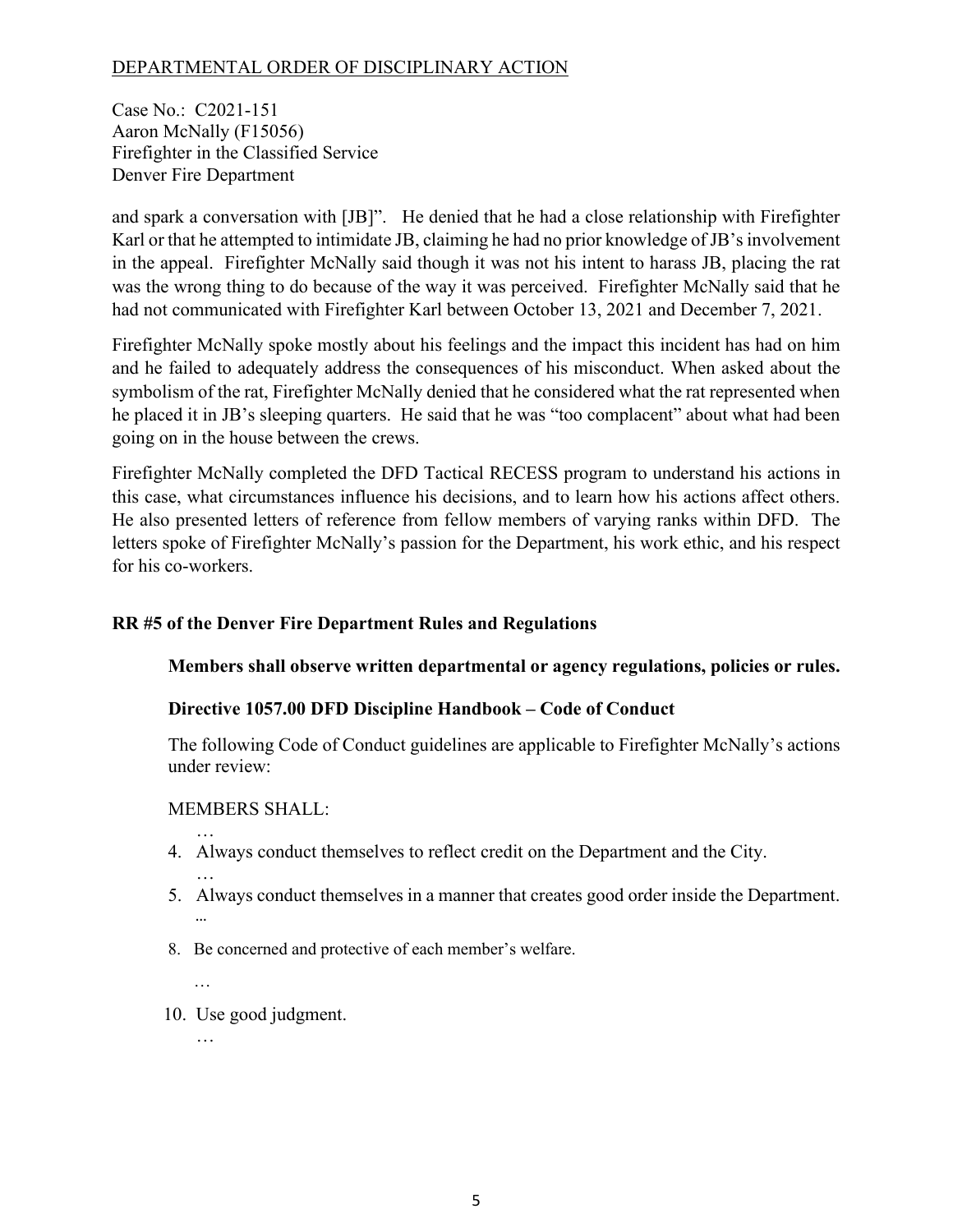and spark a conversation with [JB]". He denied that he had a close relationship with Firefighter Karl or that he attempted to intimidate JB, claiming he had no prior knowledge of JB's involvement in the appeal. Firefighter McNally said though it was not his intent to harass JB, placing the rat was the wrong thing to do because of the way it was perceived. Firefighter McNally said that he had not communicated with Firefighter Karl between October 13, 2021 and December 7, 2021.

Firefighter McNally spoke mostly about his feelings and the impact this incident has had on him and he failed to adequately address the consequences of his misconduct. When asked about the symbolism of the rat, Firefighter McNally denied that he considered what the rat represented when he placed it in JB's sleeping quarters. He said that he was "too complacent" about what had been going on in the house between the crews.

Firefighter McNally completed the DFD Tactical RECESS program to understand his actions in this case, what circumstances influence his decisions, and to learn how his actions affect others. He also presented letters of reference from fellow members of varying ranks within DFD. The letters spoke of Firefighter McNally's passion for the Department, his work ethic, and his respect for his co-workers.

**RR #5 of the Denver Fire Department Rules and Regulations**

**Members shall observe written departmental or agency regulations, policies or rules.**

**Directive 1057.00 DFD Discipline Handbook – Code of Conduct**

The following Code of Conduct guidelines are applicable to Firefighter McNally's actions under review:

MEMBERS SHALL:

…

4. Always conduct themselves to reflect credit on the Department and the City.

…

5. Always conduct themselves in a manner that creates good order inside the Department.

...

8. Be concerned and protective of each member's welfare.

…

10. Use good judgment.

…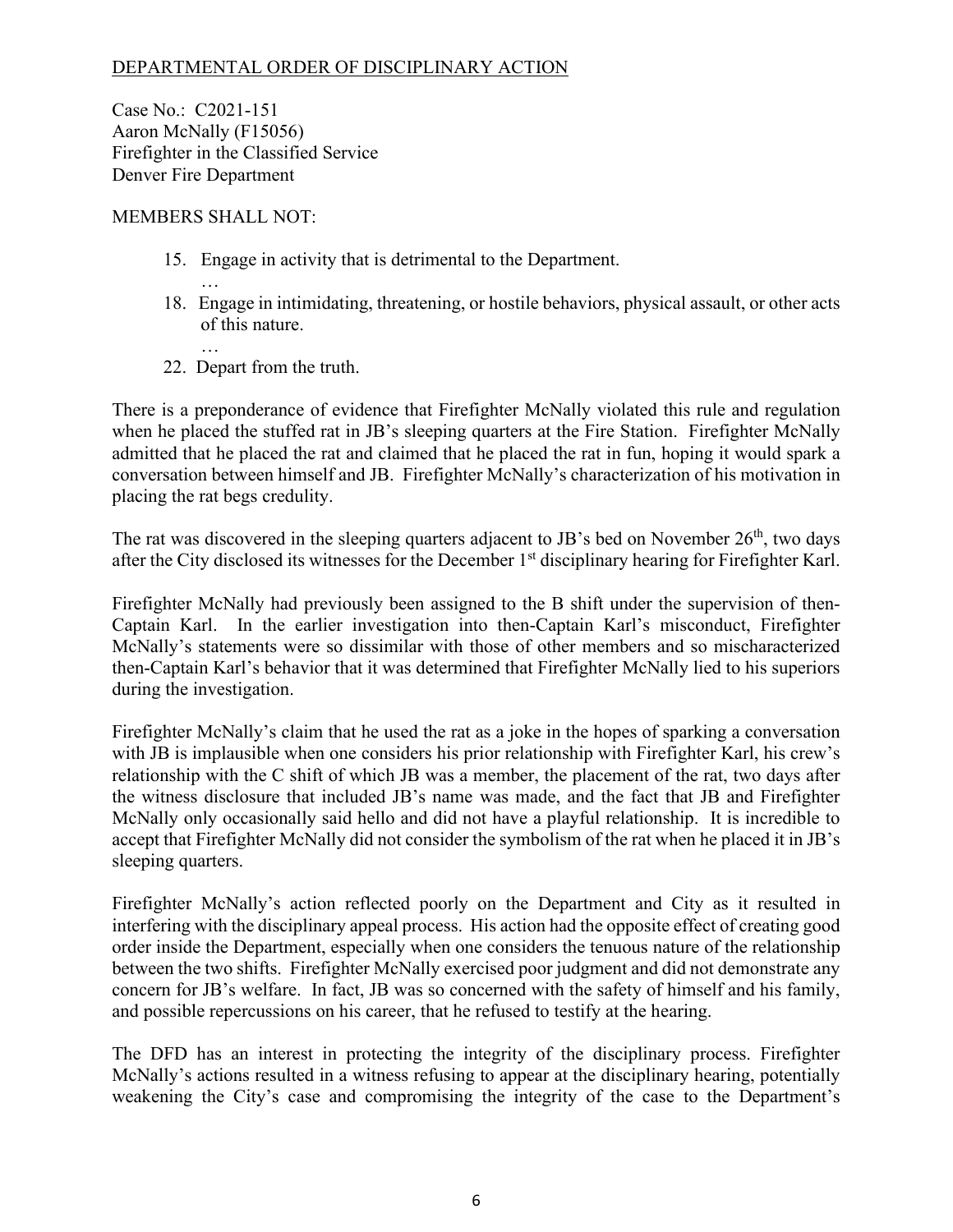DEPARTMENTAL ORDER OF DISCIPLINARY ACTION

Case No.: C2021-151
Aaron McNally (F15056)
Firefighter in the Classified Service
Denver Fire Department

MEMBERS SHALL NOT:

15. Engage in activity that is detrimental to the Department.

    …

18. Engage in intimidating, threatening, or hostile behaviors, physical assault, or other acts of this nature.

    …

22. Depart from the truth.

There is a preponderance of evidence that Firefighter McNally violated this rule and regulation when he placed the stuffed rat in JB's sleeping quarters at the Fire Station. Firefighter McNally admitted that he placed the rat and claimed that he placed the rat in fun, hoping it would spark a conversation between himself and JB. Firefighter McNally's characterization of his motivation in placing the rat begs credulity.

The rat was discovered in the sleeping quarters adjacent to JB's bed on November 26th, two days after the City disclosed its witnesses for the December 1st disciplinary hearing for Firefighter Karl.

Firefighter McNally had previously been assigned to the B shift under the supervision of then-Captain Karl. In the earlier investigation into then-Captain Karl's misconduct, Firefighter McNally's statements were so dissimilar with those of other members and so mischaracterized then-Captain Karl's behavior that it was determined that Firefighter McNally lied to his superiors during the investigation.

Firefighter McNally's claim that he used the rat as a joke in the hopes of sparking a conversation with JB is implausible when one considers his prior relationship with Firefighter Karl, his crew's relationship with the C shift of which JB was a member, the placement of the rat, two days after the witness disclosure that included JB's name was made, and the fact that JB and Firefighter McNally only occasionally said hello and did not have a playful relationship. It is incredible to accept that Firefighter McNally did not consider the symbolism of the rat when he placed it in JB's sleeping quarters.

Firefighter McNally's action reflected poorly on the Department and City as it resulted in interfering with the disciplinary appeal process. His action had the opposite effect of creating good order inside the Department, especially when one considers the tenuous nature of the relationship between the two shifts. Firefighter McNally exercised poor judgment and did not demonstrate any concern for JB's welfare. In fact, JB was so concerned with the safety of himself and his family, and possible repercussions on his career, that he refused to testify at the hearing.

The DFD has an interest in protecting the integrity of the disciplinary process. Firefighter McNally's actions resulted in a witness refusing to appear at the disciplinary hearing, potentially weakening the City's case and compromising the integrity of the case to the Department's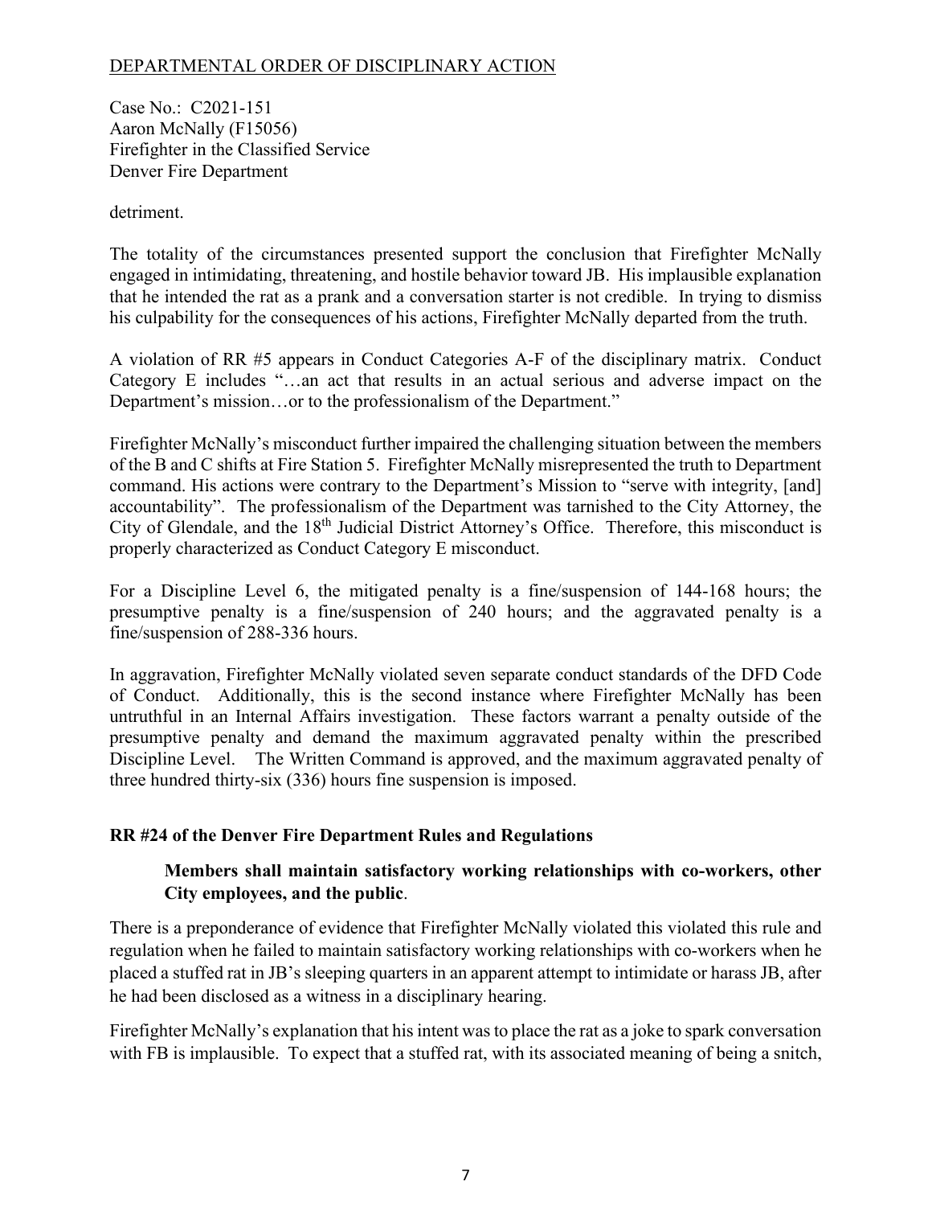DEPARTMENTAL ORDER OF DISCIPLINARY ACTION

Case No.: C2021-151
Aaron McNally (F15056)
Firefighter in the Classified Service
Denver Fire Department

detriment.

The totality of the circumstances presented support the conclusion that Firefighter McNally engaged in intimidating, threatening, and hostile behavior toward JB. His implausible explanation that he intended the rat as a prank and a conversation starter is not credible. In trying to dismiss his culpability for the consequences of his actions, Firefighter McNally departed from the truth.

A violation of RR #5 appears in Conduct Categories A-F of the disciplinary matrix. Conduct Category E includes "…an act that results in an actual serious and adverse impact on the Department's mission…or to the professionalism of the Department."

Firefighter McNally's misconduct further impaired the challenging situation between the members of the B and C shifts at Fire Station 5. Firefighter McNally misrepresented the truth to Department command. His actions were contrary to the Department's Mission to "serve with integrity, [and] accountability". The professionalism of the Department was tarnished to the City Attorney, the City of Glendale, and the 18th Judicial District Attorney's Office. Therefore, this misconduct is properly characterized as Conduct Category E misconduct.

For a Discipline Level 6, the mitigated penalty is a fine/suspension of 144-168 hours; the presumptive penalty is a fine/suspension of 240 hours; and the aggravated penalty is a fine/suspension of 288-336 hours.

In aggravation, Firefighter McNally violated seven separate conduct standards of the DFD Code of Conduct. Additionally, this is the second instance where Firefighter McNally has been untruthful in an Internal Affairs investigation. These factors warrant a penalty outside of the presumptive penalty and demand the maximum aggravated penalty within the prescribed Discipline Level. The Written Command is approved, and the maximum aggravated penalty of three hundred thirty-six (336) hours fine suspension is imposed.

**RR #24 of the Denver Fire Department Rules and Regulations**

> **Members shall maintain satisfactory working relationships with co-workers, other City employees, and the public**.

There is a preponderance of evidence that Firefighter McNally violated this violated this rule and regulation when he failed to maintain satisfactory working relationships with co-workers when he placed a stuffed rat in JB's sleeping quarters in an apparent attempt to intimidate or harass JB, after he had been disclosed as a witness in a disciplinary hearing.

Firefighter McNally's explanation that his intent was to place the rat as a joke to spark conversation with FB is implausible. To expect that a stuffed rat, with its associated meaning of being a snitch,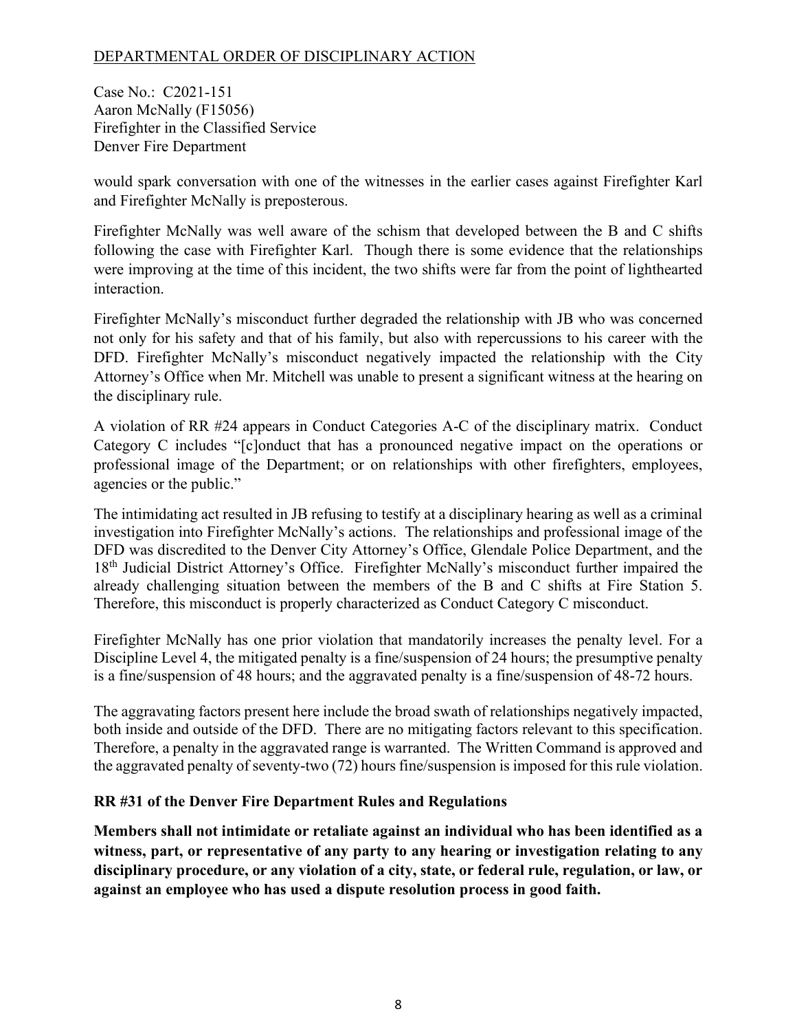would spark conversation with one of the witnesses in the earlier cases against Firefighter Karl and Firefighter McNally is preposterous.

Firefighter McNally was well aware of the schism that developed between the B and C shifts following the case with Firefighter Karl. Though there is some evidence that the relationships were improving at the time of this incident, the two shifts were far from the point of lighthearted interaction.

Firefighter McNally's misconduct further degraded the relationship with JB who was concerned not only for his safety and that of his family, but also with repercussions to his career with the DFD. Firefighter McNally's misconduct negatively impacted the relationship with the City Attorney's Office when Mr. Mitchell was unable to present a significant witness at the hearing on the disciplinary rule.

A violation of RR #24 appears in Conduct Categories A-C of the disciplinary matrix. Conduct Category C includes "[c]onduct that has a pronounced negative impact on the operations or professional image of the Department; or on relationships with other firefighters, employees, agencies or the public."

The intimidating act resulted in JB refusing to testify at a disciplinary hearing as well as a criminal investigation into Firefighter McNally's actions. The relationships and professional image of the DFD was discredited to the Denver City Attorney's Office, Glendale Police Department, and the 18th Judicial District Attorney's Office. Firefighter McNally's misconduct further impaired the already challenging situation between the members of the B and C shifts at Fire Station 5. Therefore, this misconduct is properly characterized as Conduct Category C misconduct.

Firefighter McNally has one prior violation that mandatorily increases the penalty level. For a Discipline Level 4, the mitigated penalty is a fine/suspension of 24 hours; the presumptive penalty is a fine/suspension of 48 hours; and the aggravated penalty is a fine/suspension of 48-72 hours.

The aggravating factors present here include the broad swath of relationships negatively impacted, both inside and outside of the DFD. There are no mitigating factors relevant to this specification. Therefore, a penalty in the aggravated range is warranted. The Written Command is approved and the aggravated penalty of seventy-two (72) hours fine/suspension is imposed for this rule violation.

**RR #31 of the Denver Fire Department Rules and Regulations**

**Members shall not intimidate or retaliate against an individual who has been identified as a witness, part, or representative of any party to any hearing or investigation relating to any disciplinary procedure, or any violation of a city, state, or federal rule, regulation, or law, or against an employee who has used a dispute resolution process in good faith.**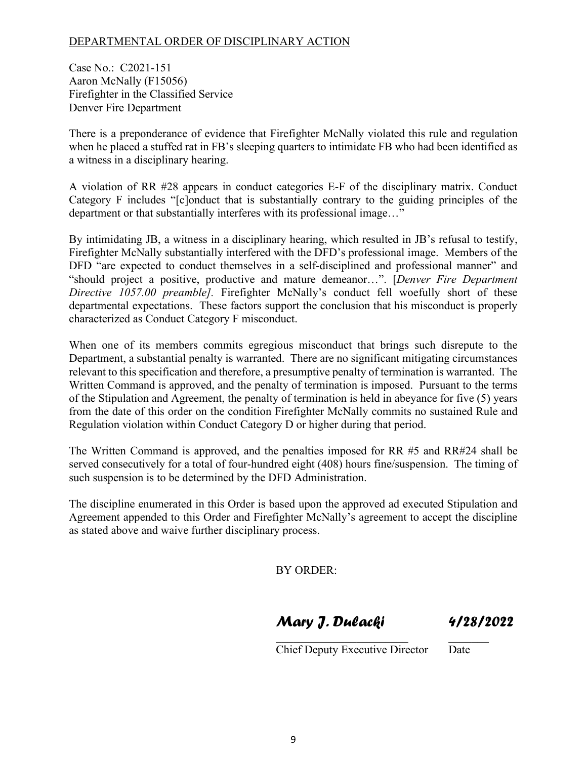DEPARTMENTAL ORDER OF DISCIPLINARY ACTION

Case No.: C2021-151
Aaron McNally (F15056)
Firefighter in the Classified Service
Denver Fire Department

There is a preponderance of evidence that Firefighter McNally violated this rule and regulation when he placed a stuffed rat in FB's sleeping quarters to intimidate FB who had been identified as a witness in a disciplinary hearing.

A violation of RR #28 appears in conduct categories E-F of the disciplinary matrix. Conduct Category F includes "[c]onduct that is substantially contrary to the guiding principles of the department or that substantially interferes with its professional image…"

By intimidating JB, a witness in a disciplinary hearing, which resulted in JB's refusal to testify, Firefighter McNally substantially interfered with the DFD's professional image. Members of the DFD "are expected to conduct themselves in a self-disciplined and professional manner" and "should project a positive, productive and mature demeanor…". [*Denver Fire Department Directive 1057.00 preamble]*. Firefighter McNally's conduct fell woefully short of these departmental expectations. These factors support the conclusion that his misconduct is properly characterized as Conduct Category F misconduct.

When one of its members commits egregious misconduct that brings such disrepute to the Department, a substantial penalty is warranted. There are no significant mitigating circumstances relevant to this specification and therefore, a presumptive penalty of termination is warranted. The Written Command is approved, and the penalty of termination is imposed. Pursuant to the terms of the Stipulation and Agreement, the penalty of termination is held in abeyance for five (5) years from the date of this order on the condition Firefighter McNally commits no sustained Rule and Regulation violation within Conduct Category D or higher during that period.

The Written Command is approved, and the penalties imposed for RR #5 and RR#24 shall be served consecutively for a total of four-hundred eight (408) hours fine/suspension. The timing of such suspension is to be determined by the DFD Administration.

The discipline enumerated in this Order is based upon the approved ad executed Stipulation and Agreement appended to this Order and Firefighter McNally's agreement to accept the discipline as stated above and waive further disciplinary process.

BY ORDER:

*Mary J. Dulacki* 4/28/2022

Chief Deputy Executive Director Date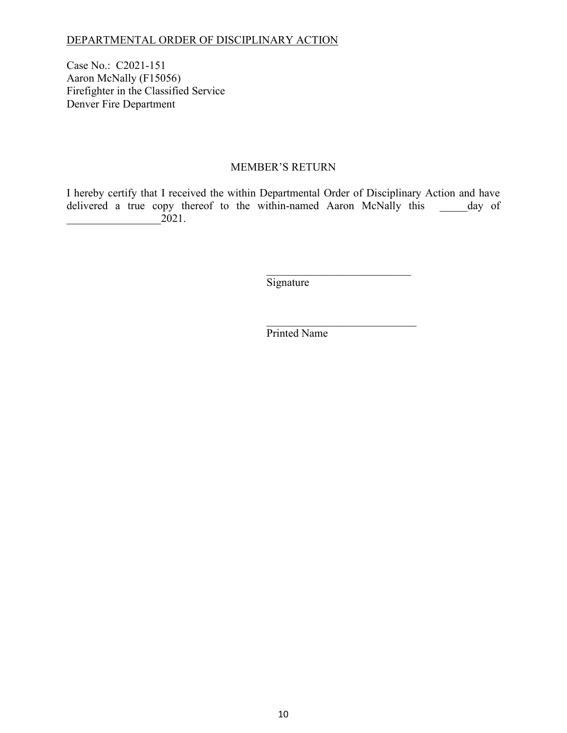DEPARTMENTAL ORDER OF DISCIPLINARY ACTION

Case No.: C2021-151
Aaron McNally (F15056)
Firefighter in the Classified Service
Denver Fire Department

MEMBER'S RETURN

I hereby certify that I received the within Departmental Order of Disciplinary Action and have delivered a true copy thereof to the within-named Aaron McNally this _____day of _________________2021.

___________________________
Signature

___________________________
Printed Name